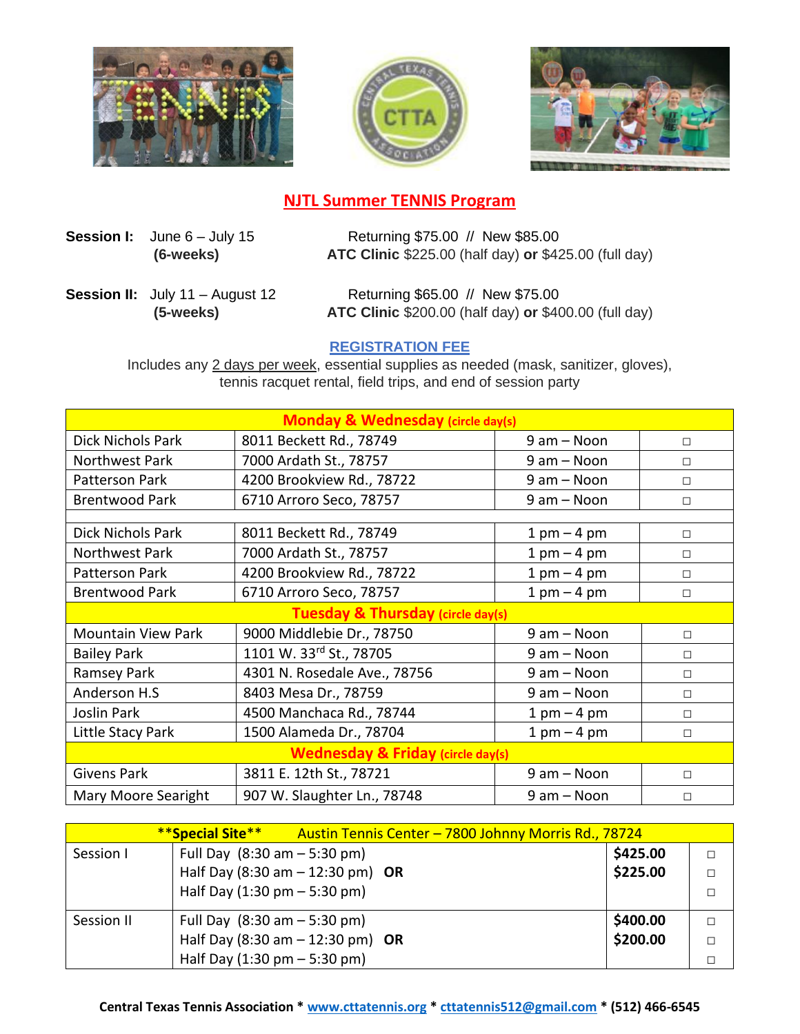## NJTL Summer TENNIS Program

**Session I:** June 6 – July 15 **(6-weeks)**
Returning $75.00 // New $85.00
**ATC Clinic** $225.00 (half day) **or** $425.00 (full day)

**Session II:** July 11 – August 12 **(5-weeks)**
Returning $65.00 // New $75.00
**ATC Clinic** $200.00 (half day) **or** $400.00 (full day)

**REGISTRATION FEE**

Includes any 2 days per week, essential supplies as needed (mask, sanitizer, gloves), tennis racquet rental, field trips, and end of session party

| **Monday & Wednesday** (circle day(s)) | | | |
|---|---|---|---|
| Dick Nichols Park | 8011 Beckett Rd., 78749 | 9 am – Noon | □ |
| Northwest Park | 7000 Ardath St., 78757 | 9 am – Noon | □ |
| Patterson Park | 4200 Brookview Rd., 78722 | 9 am – Noon | □ |
| Brentwood Park | 6710 Arroro Seco, 78757 | 9 am – Noon | □ |
| | | | |
| Dick Nichols Park | 8011 Beckett Rd., 78749 | 1 pm – 4 pm | □ |
| Northwest Park | 7000 Ardath St., 78757 | 1 pm – 4 pm | □ |
| Patterson Park | 4200 Brookview Rd., 78722 | 1 pm – 4 pm | □ |
| Brentwood Park | 6710 Arroro Seco, 78757 | 1 pm – 4 pm | □ |
| **Tuesday & Thursday** (circle day(s)) | | | |
| Mountain View Park | 9000 Middlebie Dr., 78750 | 9 am – Noon | □ |
| Bailey Park | 1101 W. 33rd St., 78705 | 9 am – Noon | □ |
| Ramsey Park | 4301 N. Rosedale Ave., 78756 | 9 am – Noon | □ |
| Anderson H.S | 8403 Mesa Dr., 78759 | 9 am – Noon | □ |
| Joslin Park | 4500 Manchaca Rd., 78744 | 1 pm – 4 pm | □ |
| Little Stacy Park | 1500 Alameda Dr., 78704 | 1 pm – 4 pm | □ |
| **Wednesday & Friday** (circle day(s)) | | | |
| Givens Park | 3811 E. 12th St., 78721 | 9 am – Noon | □ |
| Mary Moore Searight | 907 W. Slaughter Ln., 78748 | 9 am – Noon | □ |

| **\*\*Special Site\*\*** Austin Tennis Center – 7800 Johnny Morris Rd., 78724 | | | |
|---|---|---|---|
| Session I | Full Day (8:30 am – 5:30 pm) | **$425.00** | □ |
| | Half Day (8:30 am – 12:30 pm) **OR** | **$225.00** | □ |
| | Half Day (1:30 pm – 5:30 pm) | | □ |
| Session II | Full Day (8:30 am – 5:30 pm) | **$400.00** | □ |
| | Half Day (8:30 am – 12:30 pm) **OR** | **$200.00** | □ |
| | Half Day (1:30 pm – 5:30 pm) | | □ |

**Central Texas Tennis Association * www.cttatennis.org * cttatennis512@gmail.com * (512) 466-6545**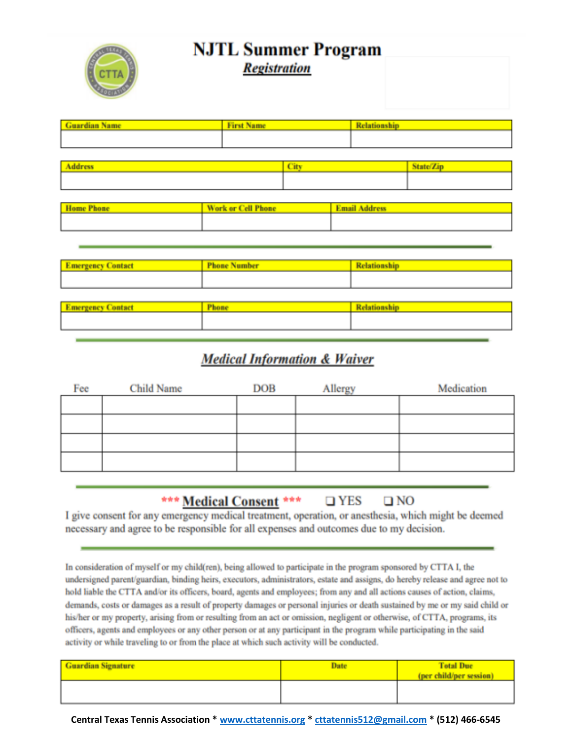# NJTL Summer Program

## *Registration*

| Guardian Name | First Name | Relationship |
| --- | --- | --- |
| | | |

| Address | City | State/Zip |
| --- | --- | --- |
| | | |

| Home Phone | Work or Cell Phone | Email Address |
| --- | --- | --- |
| | | |

| Emergency Contact | Phone Number | Relationship |
| --- | --- | --- |
| | | |

| Emergency Contact | Phone | Relationship |
| --- | --- | --- |
| | | |

## *Medical Information & Waiver*

| Fee | Child Name | DOB | Allergy | Medication |
| --- | --- | --- | --- | --- |
| | | | | |
| | | | | |
| | | | | |
| | | | | |

*** **Medical Consent** *** ❑ YES ❑ NO

I give consent for any emergency medical treatment, operation, or anesthesia, which might be deemed necessary and agree to be responsible for all expenses and outcomes due to my decision.

In consideration of myself or my child(ren), being allowed to participate in the program sponsored by CTTA I, the undersigned parent/guardian, binding heirs, executors, administrators, estate and assigns, do hereby release and agree not to hold liable the CTTA and/or its officers, board, agents and employees; from any and all actions causes of action, claims, demands, costs or damages as a result of property damages or personal injuries or death sustained by me or my said child or his/her or my property, arising from or resulting from an act or omission, negligent or otherwise, of CTTA, programs, its officers, agents and employees or any other person or at any participant in the program while participating in the said activity or while traveling to or from the place at which such activity will be conducted.

| Guardian Signature | Date | Total Due (per child/per session) |
| --- | --- | --- |
| | | |

**Central Texas Tennis Association * www.cttatennis.org * cttatennis512@gmail.com * (512) 466-6545**